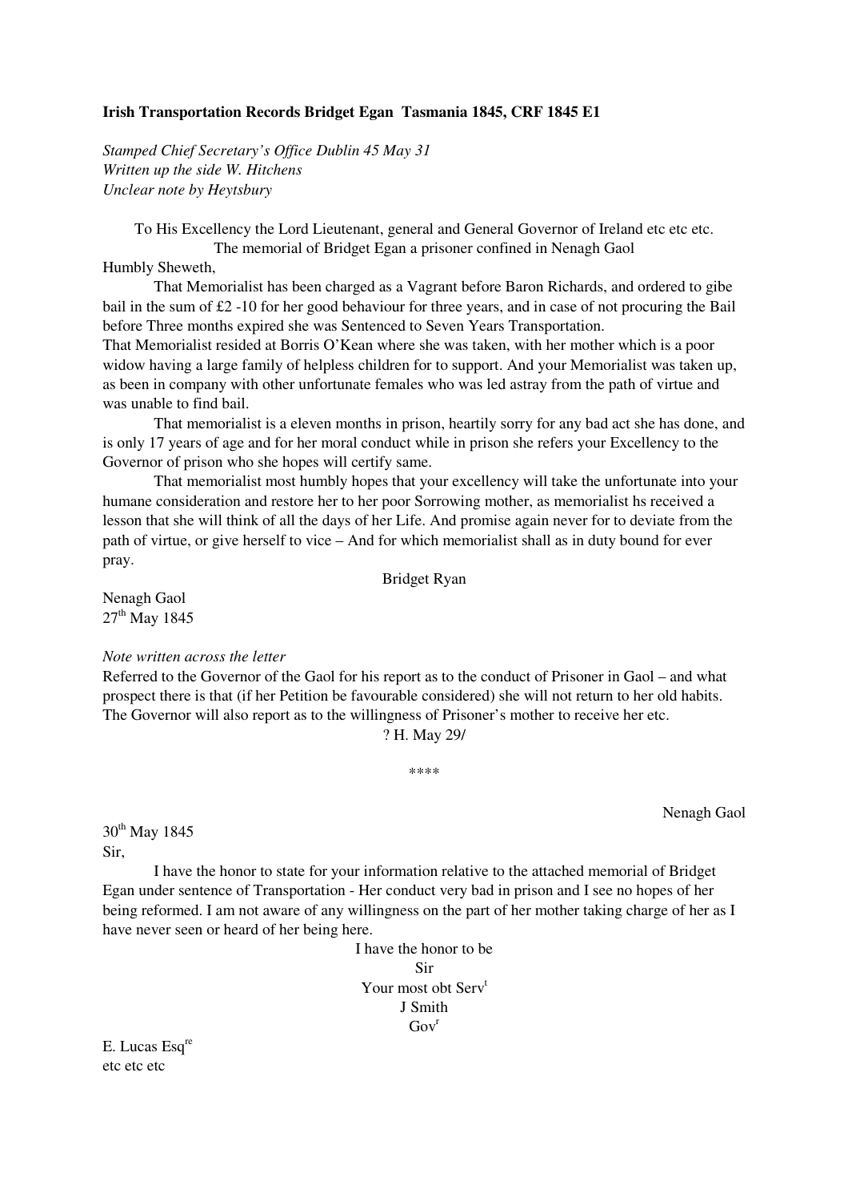**Irish Transportation Records Bridget Egan Tasmania 1845, CRF 1845 E1**

*Stamped Chief Secretary's Office Dublin 45 May 31*
*Written up the side W. Hitchens*
*Unclear note by Heytsbury*

To His Excellency the Lord Lieutenant, general and General Governor of Ireland etc etc etc.
The memorial of Bridget Egan a prisoner confined in Nenagh Gaol
Humbly Sheweth,

That Memorialist has been charged as a Vagrant before Baron Richards, and ordered to gibe bail in the sum of £2 -10 for her good behaviour for three years, and in case of not procuring the Bail before Three months expired she was Sentenced to Seven Years Transportation.
That Memorialist resided at Borris O'Kean where she was taken, with her mother which is a poor widow having a large family of helpless children for to support. And your Memorialist was taken up, as been in company with other unfortunate females who was led astray from the path of virtue and was unable to find bail.

That memorialist is a eleven months in prison, heartily sorry for any bad act she has done, and is only 17 years of age and for her moral conduct while in prison she refers your Excellency to the Governor of prison who she hopes will certify same.

That memorialist most humbly hopes that your excellency will take the unfortunate into your humane consideration and restore her to her poor Sorrowing mother, as memorialist hs received a lesson that she will think of all the days of her Life. And promise again never for to deviate from the path of virtue, or give herself to vice – And for which memorialist shall as in duty bound for ever pray.

Bridget Ryan

Nenagh Gaol
27th May 1845

*Note written across the letter*
Referred to the Governor of the Gaol for his report as to the conduct of Prisoner in Gaol – and what prospect there is that (if her Petition be favourable considered) she will not return to her old habits. The Governor will also report as to the willingness of Prisoner's mother to receive her etc.

? H. May 29/

\*\*\*\*

Nenagh Gaol

30th May 1845
Sir,

I have the honor to state for your information relative to the attached memorial of Bridget Egan under sentence of Transportation - Her conduct very bad in prison and I see no hopes of her being reformed. I am not aware of any willingness on the part of her mother taking charge of her as I have never seen or heard of her being here.

I have the honor to be
Sir
Your most obt Servt
J Smith
Govr

E. Lucas Esqre
etc etc etc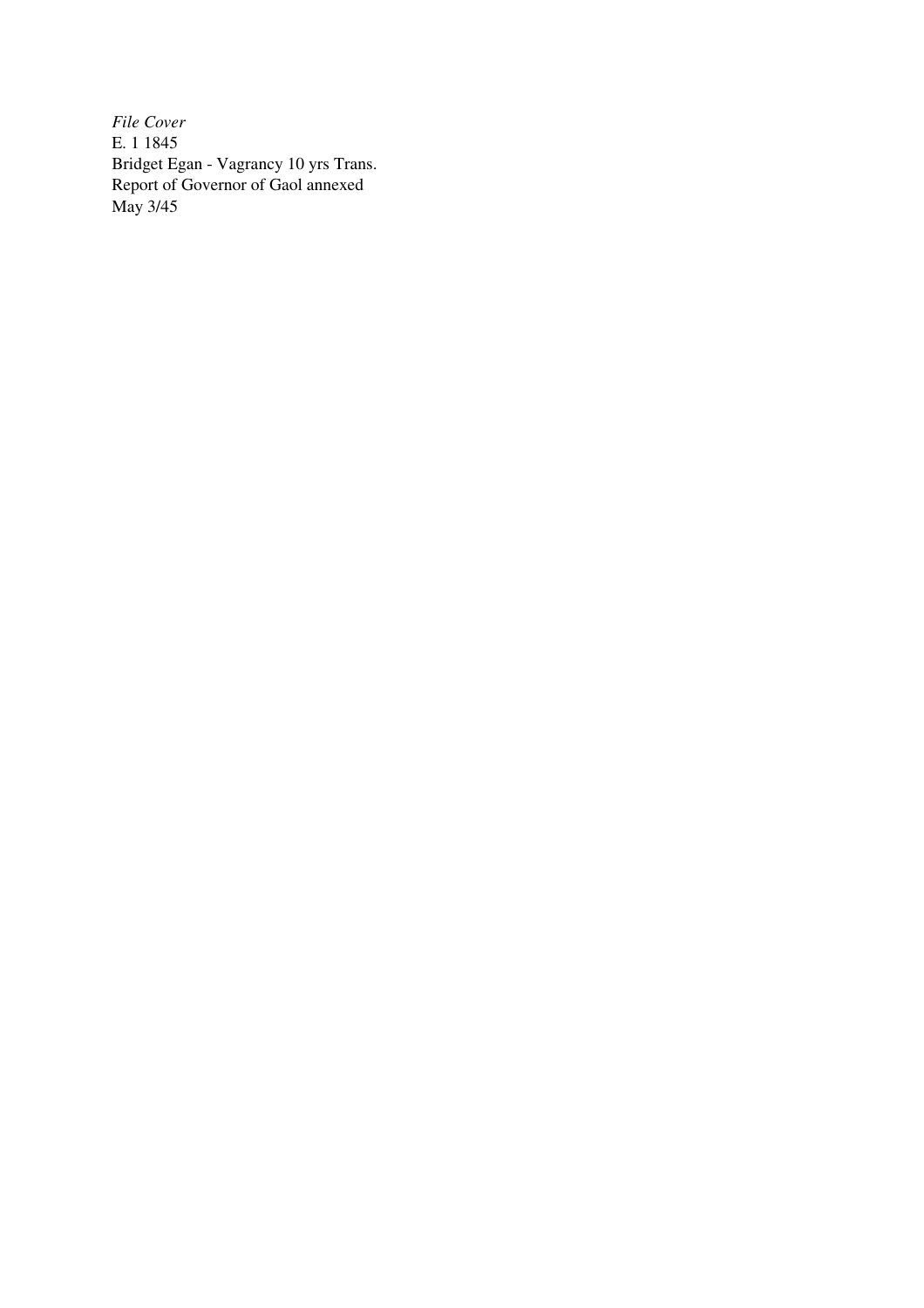*File Cover*
E. 1 1845
Bridget Egan - Vagrancy 10 yrs Trans.
Report of Governor of Gaol annexed
May 3/45